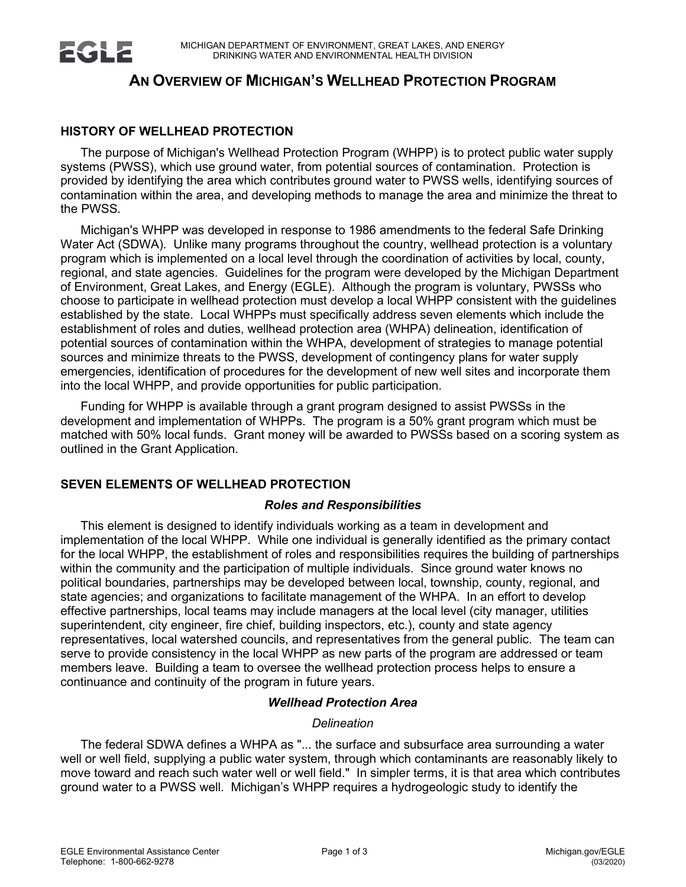# AN OVERVIEW OF MICHIGAN'S WELLHEAD PROTECTION PROGRAM

## HISTORY OF WELLHEAD PROTECTION

The purpose of Michigan's Wellhead Protection Program (WHPP) is to protect public water supply systems (PWSS), which use ground water, from potential sources of contamination. Protection is provided by identifying the area which contributes ground water to PWSS wells, identifying sources of contamination within the area, and developing methods to manage the area and minimize the threat to the PWSS.

Michigan's WHPP was developed in response to 1986 amendments to the federal Safe Drinking Water Act (SDWA). Unlike many programs throughout the country, wellhead protection is a voluntary program which is implemented on a local level through the coordination of activities by local, county, regional, and state agencies. Guidelines for the program were developed by the Michigan Department of Environment, Great Lakes, and Energy (EGLE). Although the program is voluntary, PWSSs who choose to participate in wellhead protection must develop a local WHPP consistent with the guidelines established by the state. Local WHPPs must specifically address seven elements which include the establishment of roles and duties, wellhead protection area (WHPA) delineation, identification of potential sources of contamination within the WHPA, development of strategies to manage potential sources and minimize threats to the PWSS, development of contingency plans for water supply emergencies, identification of procedures for the development of new well sites and incorporate them into the local WHPP, and provide opportunities for public participation.

Funding for WHPP is available through a grant program designed to assist PWSSs in the development and implementation of WHPPs. The program is a 50% grant program which must be matched with 50% local funds. Grant money will be awarded to PWSSs based on a scoring system as outlined in the Grant Application.

## SEVEN ELEMENTS OF WELLHEAD PROTECTION

### *Roles and Responsibilities*

This element is designed to identify individuals working as a team in development and implementation of the local WHPP. While one individual is generally identified as the primary contact for the local WHPP, the establishment of roles and responsibilities requires the building of partnerships within the community and the participation of multiple individuals. Since ground water knows no political boundaries, partnerships may be developed between local, township, county, regional, and state agencies; and organizations to facilitate management of the WHPA. In an effort to develop effective partnerships, local teams may include managers at the local level (city manager, utilities superintendent, city engineer, fire chief, building inspectors, etc.), county and state agency representatives, local watershed councils, and representatives from the general public. The team can serve to provide consistency in the local WHPP as new parts of the program are addressed or team members leave. Building a team to oversee the wellhead protection process helps to ensure a continuance and continuity of the program in future years.

### *Wellhead Protection Area*

*Delineation*

The federal SDWA defines a WHPA as "... the surface and subsurface area surrounding a water well or well field, supplying a public water system, through which contaminants are reasonably likely to move toward and reach such water well or well field." In simpler terms, it is that area which contributes ground water to a PWSS well. Michigan's WHPP requires a hydrogeologic study to identify the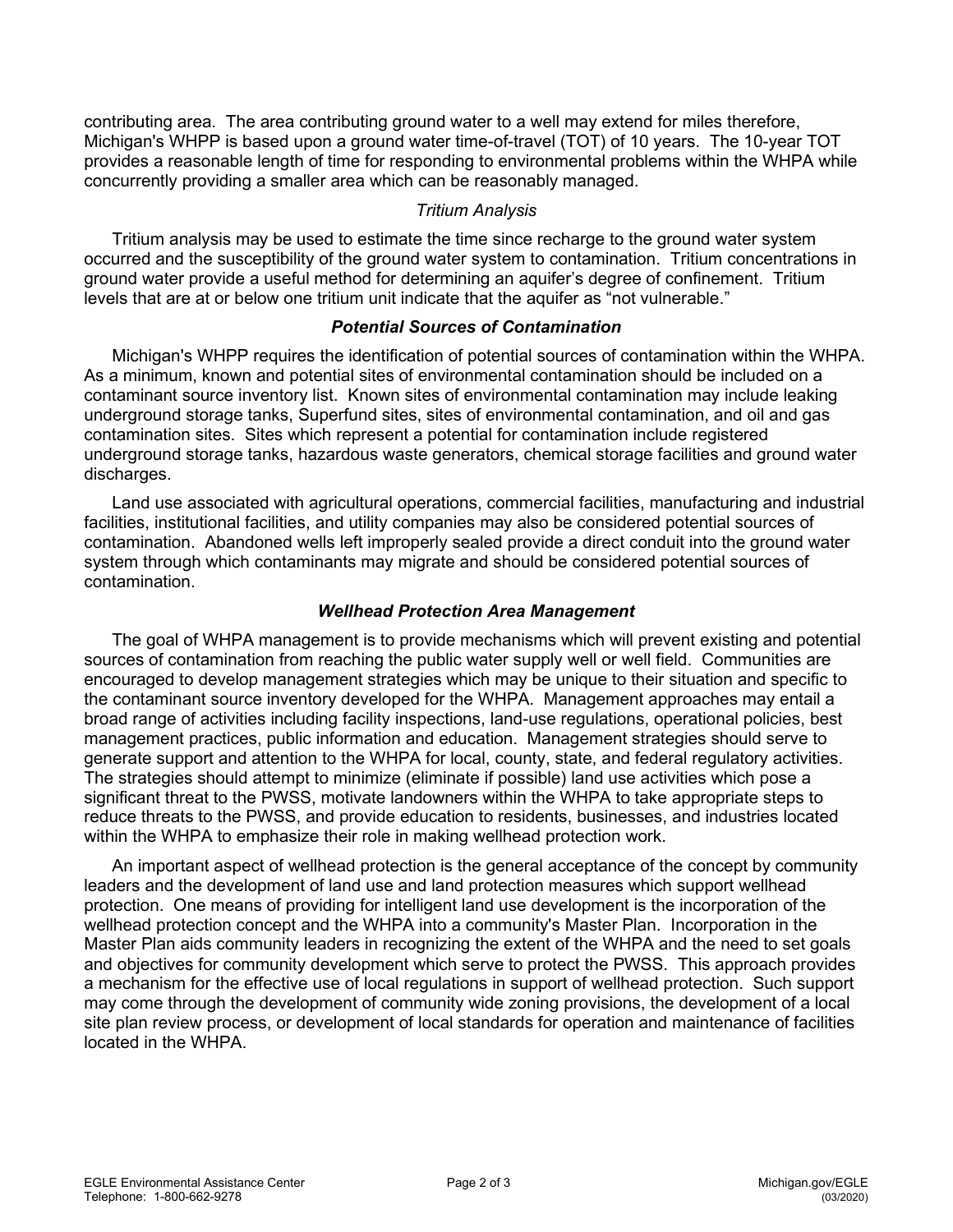contributing area. The area contributing ground water to a well may extend for miles therefore, Michigan's WHPP is based upon a ground water time-of-travel (TOT) of 10 years. The 10-year TOT provides a reasonable length of time for responding to environmental problems within the WHPA while concurrently providing a smaller area which can be reasonably managed.

*Tritium Analysis*

Tritium analysis may be used to estimate the time since recharge to the ground water system occurred and the susceptibility of the ground water system to contamination. Tritium concentrations in ground water provide a useful method for determining an aquifer's degree of confinement. Tritium levels that are at or below one tritium unit indicate that the aquifer as "not vulnerable."

### ***Potential Sources of Contamination***

Michigan's WHPP requires the identification of potential sources of contamination within the WHPA. As a minimum, known and potential sites of environmental contamination should be included on a contaminant source inventory list. Known sites of environmental contamination may include leaking underground storage tanks, Superfund sites, sites of environmental contamination, and oil and gas contamination sites. Sites which represent a potential for contamination include registered underground storage tanks, hazardous waste generators, chemical storage facilities and ground water discharges.

Land use associated with agricultural operations, commercial facilities, manufacturing and industrial facilities, institutional facilities, and utility companies may also be considered potential sources of contamination. Abandoned wells left improperly sealed provide a direct conduit into the ground water system through which contaminants may migrate and should be considered potential sources of contamination.

### ***Wellhead Protection Area Management***

The goal of WHPA management is to provide mechanisms which will prevent existing and potential sources of contamination from reaching the public water supply well or well field. Communities are encouraged to develop management strategies which may be unique to their situation and specific to the contaminant source inventory developed for the WHPA. Management approaches may entail a broad range of activities including facility inspections, land-use regulations, operational policies, best management practices, public information and education. Management strategies should serve to generate support and attention to the WHPA for local, county, state, and federal regulatory activities. The strategies should attempt to minimize (eliminate if possible) land use activities which pose a significant threat to the PWSS, motivate landowners within the WHPA to take appropriate steps to reduce threats to the PWSS, and provide education to residents, businesses, and industries located within the WHPA to emphasize their role in making wellhead protection work.

An important aspect of wellhead protection is the general acceptance of the concept by community leaders and the development of land use and land protection measures which support wellhead protection. One means of providing for intelligent land use development is the incorporation of the wellhead protection concept and the WHPA into a community's Master Plan. Incorporation in the Master Plan aids community leaders in recognizing the extent of the WHPA and the need to set goals and objectives for community development which serve to protect the PWSS. This approach provides a mechanism for the effective use of local regulations in support of wellhead protection. Such support may come through the development of community wide zoning provisions, the development of a local site plan review process, or development of local standards for operation and maintenance of facilities located in the WHPA.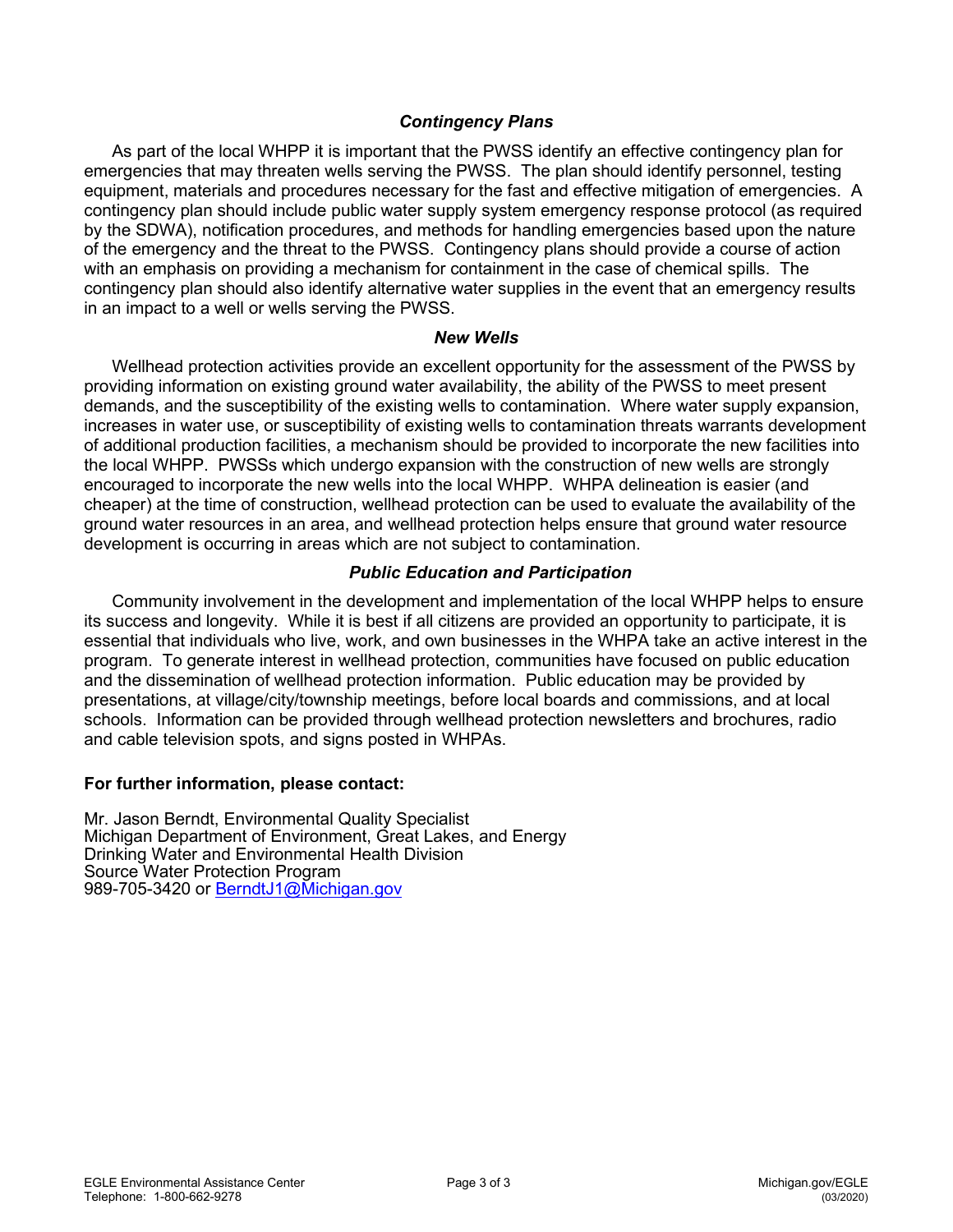### *Contingency Plans*

As part of the local WHPP it is important that the PWSS identify an effective contingency plan for emergencies that may threaten wells serving the PWSS. The plan should identify personnel, testing equipment, materials and procedures necessary for the fast and effective mitigation of emergencies. A contingency plan should include public water supply system emergency response protocol (as required by the SDWA), notification procedures, and methods for handling emergencies based upon the nature of the emergency and the threat to the PWSS. Contingency plans should provide a course of action with an emphasis on providing a mechanism for containment in the case of chemical spills. The contingency plan should also identify alternative water supplies in the event that an emergency results in an impact to a well or wells serving the PWSS.

### *New Wells*

Wellhead protection activities provide an excellent opportunity for the assessment of the PWSS by providing information on existing ground water availability, the ability of the PWSS to meet present demands, and the susceptibility of the existing wells to contamination. Where water supply expansion, increases in water use, or susceptibility of existing wells to contamination threats warrants development of additional production facilities, a mechanism should be provided to incorporate the new facilities into the local WHPP. PWSSs which undergo expansion with the construction of new wells are strongly encouraged to incorporate the new wells into the local WHPP. WHPA delineation is easier (and cheaper) at the time of construction, wellhead protection can be used to evaluate the availability of the ground water resources in an area, and wellhead protection helps ensure that ground water resource development is occurring in areas which are not subject to contamination.

### *Public Education and Participation*

Community involvement in the development and implementation of the local WHPP helps to ensure its success and longevity. While it is best if all citizens are provided an opportunity to participate, it is essential that individuals who live, work, and own businesses in the WHPA take an active interest in the program. To generate interest in wellhead protection, communities have focused on public education and the dissemination of wellhead protection information. Public education may be provided by presentations, at village/city/township meetings, before local boards and commissions, and at local schools. Information can be provided through wellhead protection newsletters and brochures, radio and cable television spots, and signs posted in WHPAs.

**For further information, please contact:**

Mr. Jason Berndt, Environmental Quality Specialist
Michigan Department of Environment, Great Lakes, and Energy
Drinking Water and Environmental Health Division
Source Water Protection Program
989-705-3420 or BerndtJ1@Michigan.gov